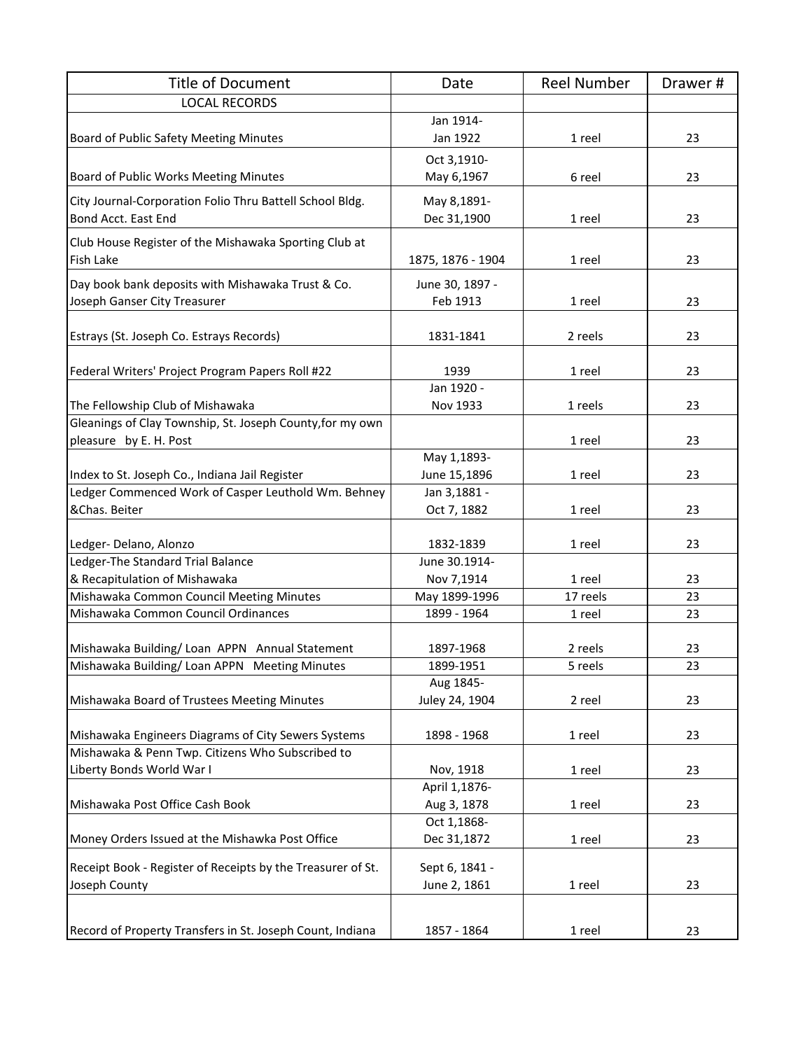| Title of Document | Date | Reel Number | Drawer # |
|---|---|---|---|
| LOCAL RECORDS | | | |
| Board of Public Safety Meeting Minutes | Jan 1914-Jan 1922 | 1 reel | 23 |
| Board of Public Works Meeting Minutes | Oct 3,1910-May 6,1967 | 6 reel | 23 |
| City Journal-Corporation Folio Thru Battell School Bldg. Bond Acct. East End | May 8,1891-Dec 31,1900 | 1 reel | 23 |
| Club House Register of the Mishawaka Sporting Club at Fish Lake | 1875, 1876 - 1904 | 1 reel | 23 |
| Day book bank deposits with Mishawaka Trust & Co. Joseph Ganser City Treasurer | June 30, 1897 - Feb 1913 | 1 reel | 23 |
| Estrays (St. Joseph Co. Estrays Records) | 1831-1841 | 2 reels | 23 |
| Federal Writers' Project Program Papers Roll #22 | 1939 | 1 reel | 23 |
| The Fellowship Club of Mishawaka | Jan 1920 - Nov 1933 | 1 reels | 23 |
| Gleanings of Clay Township, St. Joseph County,for my own pleasure by E. H. Post | | 1 reel | 23 |
| Index to St. Joseph Co., Indiana Jail Register | May 1,1893-June 15,1896 | 1 reel | 23 |
| Ledger Commenced Work of Casper Leuthold Wm. Behney &Chas. Beiter | Jan 3,1881 - Oct 7, 1882 | 1 reel | 23 |
| Ledger- Delano, Alonzo | 1832-1839 | 1 reel | 23 |
| Ledger-The Standard Trial Balance & Recapitulation of Mishawaka | June 30.1914-Nov 7,1914 | 1 reel | 23 |
| Mishawaka Common Council Meeting Minutes | May 1899-1996 | 17 reels | 23 |
| Mishawaka Common Council Ordinances | 1899 - 1964 | 1 reel | 23 |
| Mishawaka Building/ Loan APPN Annual Statement | 1897-1968 | 2 reels | 23 |
| Mishawaka Building/ Loan APPN Meeting Minutes | 1899-1951 | 5 reels | 23 |
| Mishawaka Board of Trustees Meeting Minutes | Aug 1845-Juley 24, 1904 | 2 reel | 23 |
| Mishawaka Engineers Diagrams of City Sewers Systems | 1898 - 1968 | 1 reel | 23 |
| Mishawaka & Penn Twp. Citizens Who Subscribed to Liberty Bonds World War I | Nov, 1918 | 1 reel | 23 |
| Mishawaka Post Office Cash Book | April 1,1876-Aug 3, 1878 | 1 reel | 23 |
| Money Orders Issued at the Mishawka Post Office | Oct 1,1868-Dec 31,1872 | 1 reel | 23 |
| Receipt Book - Register of Receipts by the Treasurer of St. Joseph County | Sept 6, 1841 - June 2, 1861 | 1 reel | 23 |
| Record of Property Transfers in St. Joseph Count, Indiana | 1857 - 1864 | 1 reel | 23 |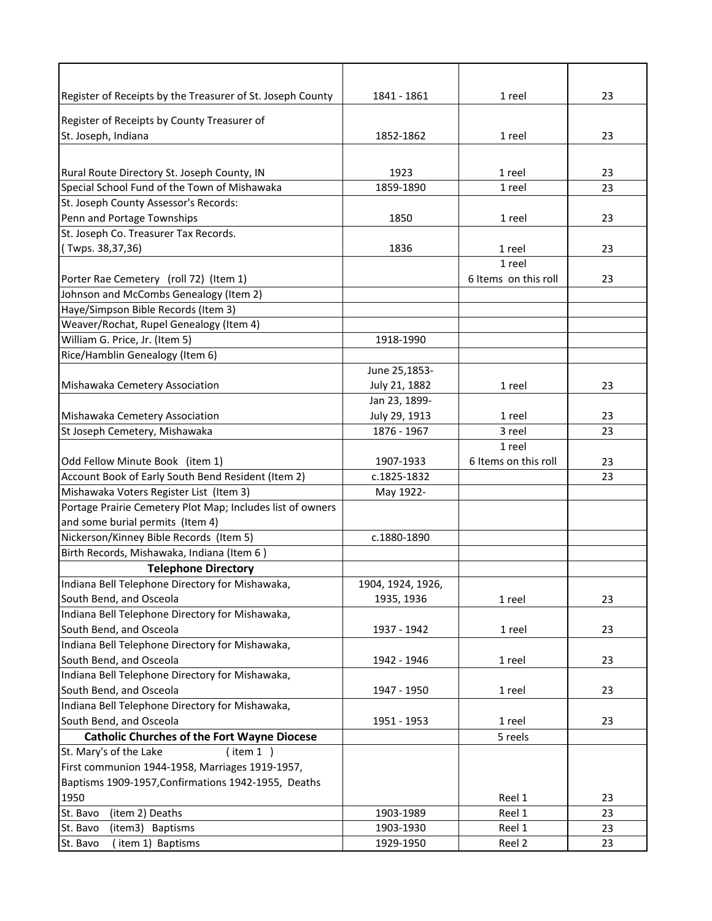| | | | |
|---|---|---|---|
| Register of Receipts by the Treasurer of St. Joseph County | 1841 - 1861 | 1 reel | 23 |
| Register of Receipts by County Treasurer of St. Joseph, Indiana | 1852-1862 | 1 reel | 23 |
| Rural Route Directory St. Joseph County, IN | 1923 | 1 reel | 23 |
| Special School Fund of the Town of Mishawaka | 1859-1890 | 1 reel | 23 |
| St. Joseph County Assessor's Records: Penn and Portage Townships | 1850 | 1 reel | 23 |
| St. Joseph Co. Treasurer Tax Records. ( Twps. 38,37,36) | 1836 | 1 reel | 23 |
| Porter Rae Cemetery (roll 72) (Item 1) | | 1 reel 6 Items on this roll | 23 |
| Johnson and McCombs Genealogy (Item 2) | | | |
| Haye/Simpson Bible Records (Item 3) | | | |
| Weaver/Rochat, Rupel Genealogy (Item 4) | | | |
| William G. Price, Jr. (Item 5) | 1918-1990 | | |
| Rice/Hamblin Genealogy (Item 6) | | | |
| Mishawaka Cemetery Association | June 25,1853- July 21, 1882 | 1 reel | 23 |
| Mishawaka Cemetery Association | Jan 23, 1899- July 29, 1913 | 1 reel | 23 |
| St Joseph Cemetery, Mishawaka | 1876 - 1967 | 3 reel | 23 |
| Odd Fellow Minute Book (item 1) | 1907-1933 | 1 reel 6 Items on this roll | 23 |
| Account Book of Early South Bend Resident (Item 2) | c.1825-1832 | | 23 |
| Mishawaka Voters Register List (Item 3) | May 1922- | | |
| Portage Prairie Cemetery Plot Map; Includes list of owners and some burial permits (Item 4) | | | |
| Nickerson/Kinney Bible Records (Item 5) | c.1880-1890 | | |
| Birth Records, Mishawaka, Indiana (Item 6 ) | | | |
| **Telephone Directory** | | | |
| Indiana Bell Telephone Directory for Mishawaka, South Bend, and Osceola | 1904, 1924, 1926, 1935, 1936 | 1 reel | 23 |
| Indiana Bell Telephone Directory for Mishawaka, South Bend, and Osceola | 1937 - 1942 | 1 reel | 23 |
| Indiana Bell Telephone Directory for Mishawaka, South Bend, and Osceola | 1942 - 1946 | 1 reel | 23 |
| Indiana Bell Telephone Directory for Mishawaka, South Bend, and Osceola | 1947 - 1950 | 1 reel | 23 |
| Indiana Bell Telephone Directory for Mishawaka, South Bend, and Osceola | 1951 - 1953 | 1 reel | 23 |
| **Catholic Churches of the Fort Wayne Diocese** | | 5 reels | |
| St. Mary's of the Lake ( item 1 ) First communion 1944-1958, Marriages 1919-1957, Baptisms 1909-1957,Confirmations 1942-1955, Deaths 1950 | | Reel 1 | 23 |
| St. Bavo (item 2) Deaths | 1903-1989 | Reel 1 | 23 |
| St. Bavo (item3) Baptisms | 1903-1930 | Reel 1 | 23 |
| St. Bavo ( item 1) Baptisms | 1929-1950 | Reel 2 | 23 |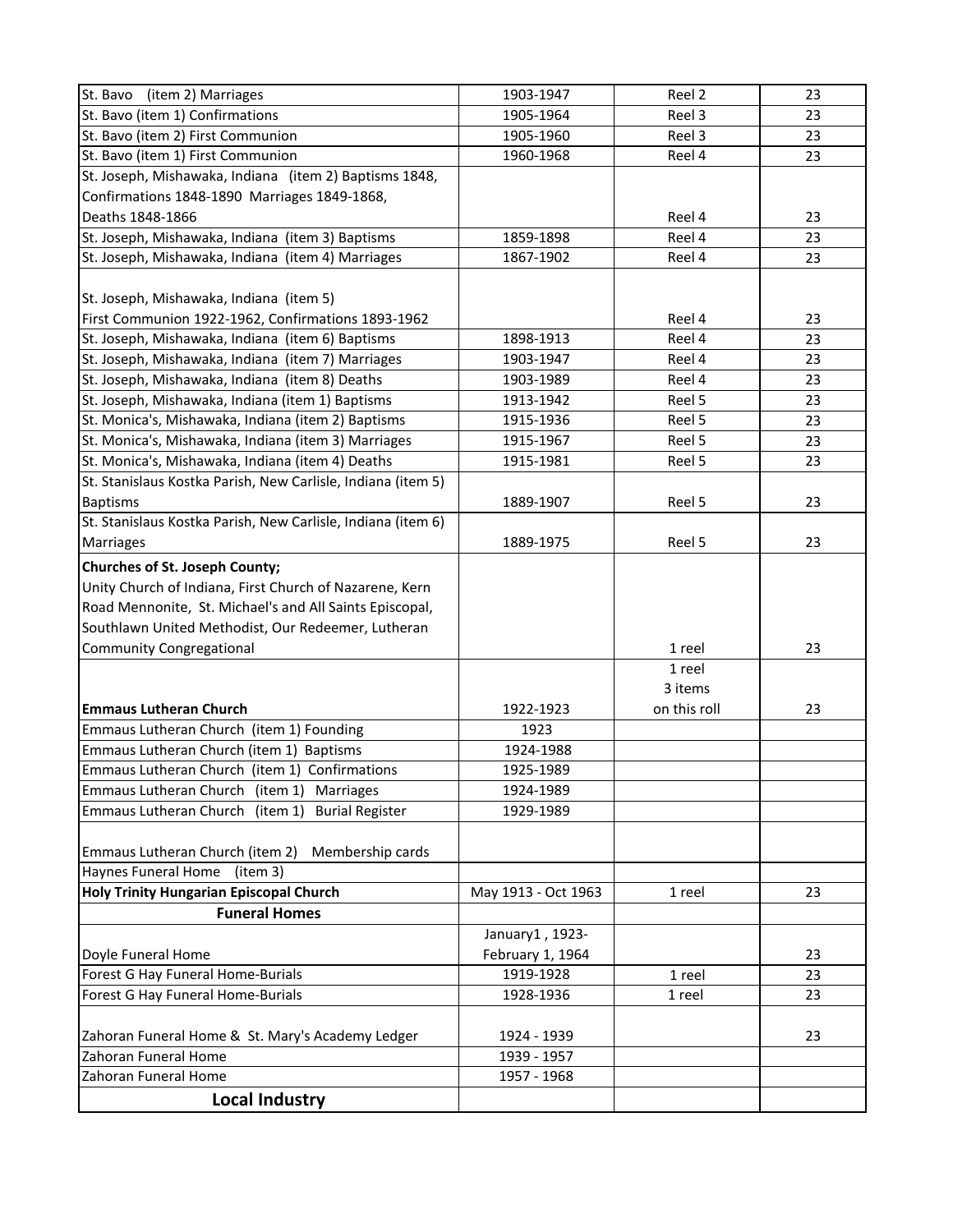| | | | |
|---|---|---|---|
| St. Bavo (item 2) Marriages | 1903-1947 | Reel 2 | 23 |
| St. Bavo (item 1) Confirmations | 1905-1964 | Reel 3 | 23 |
| St. Bavo (item 2) First Communion | 1905-1960 | Reel 3 | 23 |
| St. Bavo (item 1) First Communion | 1960-1968 | Reel 4 | 23 |
| St. Joseph, Mishawaka, Indiana (item 2) Baptisms 1848, Confirmations 1848-1890 Marriages 1849-1868, Deaths 1848-1866 | | Reel 4 | 23 |
| St. Joseph, Mishawaka, Indiana (item 3) Baptisms | 1859-1898 | Reel 4 | 23 |
| St. Joseph, Mishawaka, Indiana (item 4) Marriages | 1867-1902 | Reel 4 | 23 |
| St. Joseph, Mishawaka, Indiana (item 5) First Communion 1922-1962, Confirmations 1893-1962 | | Reel 4 | 23 |
| St. Joseph, Mishawaka, Indiana (item 6) Baptisms | 1898-1913 | Reel 4 | 23 |
| St. Joseph, Mishawaka, Indiana (item 7) Marriages | 1903-1947 | Reel 4 | 23 |
| St. Joseph, Mishawaka, Indiana (item 8) Deaths | 1903-1989 | Reel 4 | 23 |
| St. Joseph, Mishawaka, Indiana (item 1) Baptisms | 1913-1942 | Reel 5 | 23 |
| St. Monica's, Mishawaka, Indiana (item 2) Baptisms | 1915-1936 | Reel 5 | 23 |
| St. Monica's, Mishawaka, Indiana (item 3) Marriages | 1915-1967 | Reel 5 | 23 |
| St. Monica's, Mishawaka, Indiana (item 4) Deaths | 1915-1981 | Reel 5 | 23 |
| St. Stanislaus Kostka Parish, New Carlisle, Indiana (item 5) Baptisms | 1889-1907 | Reel 5 | 23 |
| St. Stanislaus Kostka Parish, New Carlisle, Indiana (item 6) Marriages | 1889-1975 | Reel 5 | 23 |
| **Churches of St. Joseph County;** Unity Church of Indiana, First Church of Nazarene, Kern Road Mennonite, St. Michael's and All Saints Episcopal, Southlawn United Methodist, Our Redeemer, Lutheran Community Congregational | | 1 reel | 23 |
| **Emmaus Lutheran Church** | 1922-1923 | 1 reel 3 items on this roll | 23 |
| Emmaus Lutheran Church (item 1) Founding | 1923 | | |
| Emmaus Lutheran Church (item 1) Baptisms | 1924-1988 | | |
| Emmaus Lutheran Church (item 1) Confirmations | 1925-1989 | | |
| Emmaus Lutheran Church (item 1) Marriages | 1924-1989 | | |
| Emmaus Lutheran Church (item 1) Burial Register | 1929-1989 | | |
| Emmaus Lutheran Church (item 2) Membership cards | | | |
| Haynes Funeral Home (item 3) | | | |
| **Holy Trinity Hungarian Episcopal Church** | May 1913 - Oct 1963 | 1 reel | 23 |
| **Funeral Homes** | | | |
| Doyle Funeral Home | January1 , 1923- February 1, 1964 | | 23 |
| Forest G Hay Funeral Home-Burials | 1919-1928 | 1 reel | 23 |
| Forest G Hay Funeral Home-Burials | 1928-1936 | 1 reel | 23 |
| Zahoran Funeral Home & St. Mary's Academy Ledger | 1924 - 1939 | | 23 |
| Zahoran Funeral Home | 1939 - 1957 | | |
| Zahoran Funeral Home | 1957 - 1968 | | |
| **Local Industry** | | | |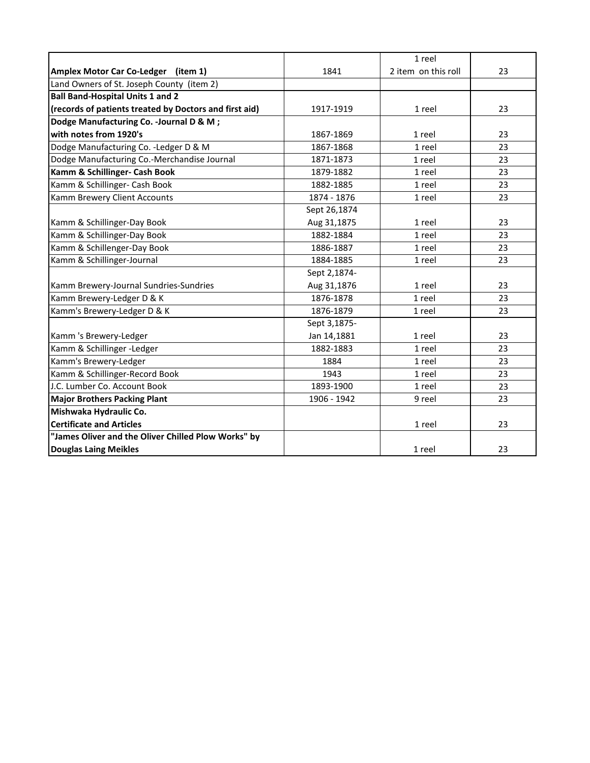| | | | |
|---|---|---|---|
| **Amplex Motor Car Co-Ledger (item 1)** | 1841 | 1 reel 2 item on this roll | 23 |
| Land Owners of St. Joseph County (item 2) | | | |
| **Ball Band-Hospital Units 1 and 2 (records of patients treated by Doctors and first aid)** | 1917-1919 | 1 reel | 23 |
| **Dodge Manufacturing Co. -Journal D & M ; with notes from 1920's** | 1867-1869 | 1 reel | 23 |
| Dodge Manufacturing Co. -Ledger D & M | 1867-1868 | 1 reel | 23 |
| Dodge Manufacturing Co.-Merchandise Journal | 1871-1873 | 1 reel | 23 |
| **Kamm & Schillinger- Cash Book** | 1879-1882 | 1 reel | 23 |
| Kamm & Schillinger- Cash Book | 1882-1885 | 1 reel | 23 |
| Kamm Brewery Client Accounts | 1874 - 1876 | 1 reel | 23 |
| Kamm & Schillinger-Day Book | Sept 26,1874 Aug 31,1875 | 1 reel | 23 |
| Kamm & Schillinger-Day Book | 1882-1884 | 1 reel | 23 |
| Kamm & Schillenger-Day Book | 1886-1887 | 1 reel | 23 |
| Kamm & Schillinger-Journal | 1884-1885 | 1 reel | 23 |
| Kamm Brewery-Journal Sundries-Sundries | Sept 2,1874- Aug 31,1876 | 1 reel | 23 |
| Kamm Brewery-Ledger D & K | 1876-1878 | 1 reel | 23 |
| Kamm's Brewery-Ledger D & K | 1876-1879 | 1 reel | 23 |
| Kamm 's Brewery-Ledger | Sept 3,1875- Jan 14,1881 | 1 reel | 23 |
| Kamm & Schillinger -Ledger | 1882-1883 | 1 reel | 23 |
| Kamm's Brewery-Ledger | 1884 | 1 reel | 23 |
| Kamm & Schillinger-Record Book | 1943 | 1 reel | 23 |
| J.C. Lumber Co. Account Book | 1893-1900 | 1 reel | 23 |
| **Major Brothers Packing Plant** | 1906 - 1942 | 9 reel | 23 |
| **Mishwaka Hydraulic Co. Certificate and Articles** | | 1 reel | 23 |
| **"James Oliver and the Oliver Chilled Plow Works" by Douglas Laing Meikles** | | 1 reel | 23 |